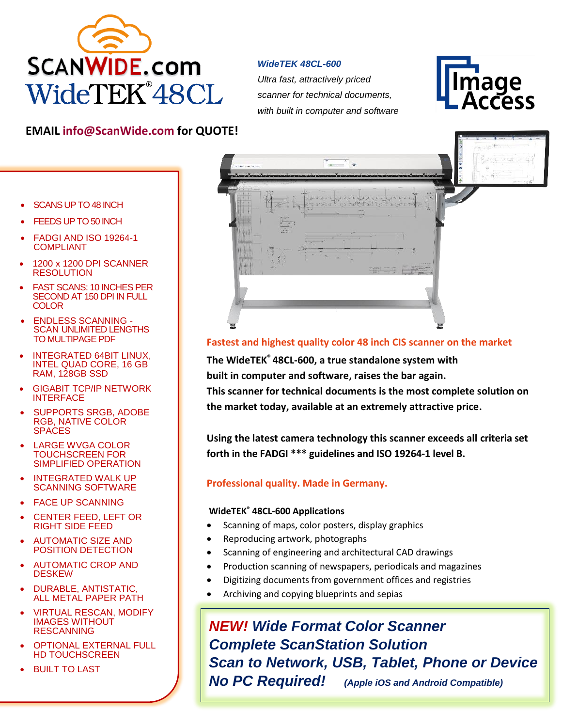# SCANWIDE.com WideTEK® 48CL

*WideTEK 48CL-600*
*Ultra fast, attractively priced scanner for technical documents, with built in computer and software*

Image Access

**EMAIL info@ScanWide.com for QUOTE!**

- SCANS UP TO 48 INCH
- FEEDS UP TO 50 INCH
- FADGI AND ISO 19264-1 COMPLIANT
- 1200 x 1200 DPI SCANNER RESOLUTION
- FAST SCANS: 10 INCHES PER SECOND AT 150 DPI IN FULL COLOR
- ENDLESS SCANNING - SCAN UNLIMITED LENGTHS TO MULTIPAGE PDF
- INTEGRATED 64BIT LINUX, INTEL QUAD CORE, 16 GB RAM, 128GB SSD
- GIGABIT TCP/IP NETWORK INTERFACE
- SUPPORTS SRGB, ADOBE RGB, NATIVE COLOR SPACES
- LARGE WVGA COLOR TOUCHSCREEN FOR SIMPLIFIED OPERATION
- INTEGRATED WALK UP SCANNING SOFTWARE
- FACE UP SCANNING
- CENTER FEED, LEFT OR RIGHT SIDE FEED
- AUTOMATIC SIZE AND POSITION DETECTION
- AUTOMATIC CROP AND DESKEW
- DURABLE, ANTISTATIC, ALL METAL PAPER PATH
- VIRTUAL RESCAN, MODIFY IMAGES WITHOUT RESCANNING
- OPTIONAL EXTERNAL FULL HD TOUCHSCREEN
- BUILT TO LAST

**Fastest and highest quality color 48 inch CIS scanner on the market**

**The WideTEK® 48CL-600, a true standalone system with built in computer and software, raises the bar again. This scanner for technical documents is the most complete solution on the market today, available at an extremely attractive price.**

**Using the latest camera technology this scanner exceeds all criteria set forth in the FADGI *** guidelines and ISO 19264-1 level B.**

**Professional quality. Made in Germany.**

**WideTEK® 48CL-600 Applications**

- Scanning of maps, color posters, display graphics
- Reproducing artwork, photographs
- Scanning of engineering and architectural CAD drawings
- Production scanning of newspapers, periodicals and magazines
- Digitizing documents from government offices and registries
- Archiving and copying blueprints and sepias

***NEW! Wide Format Color Scanner***
***Complete ScanStation Solution***
***Scan to Network, USB, Tablet, Phone or Device***
***No PC Required!*** ***(Apple iOS and Android Compatible)***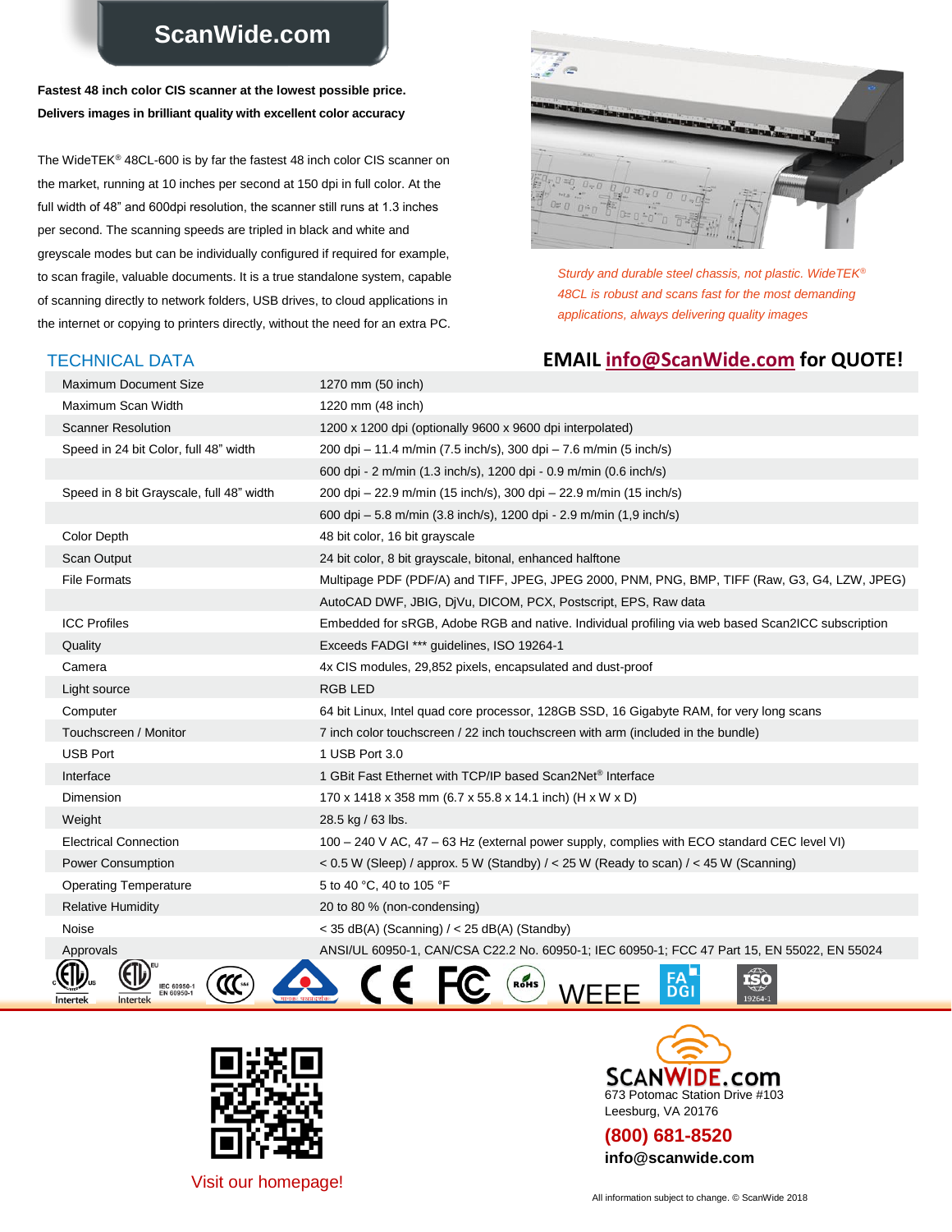# ScanWide.com

**Fastest 48 inch color CIS scanner at the lowest possible price.**
**Delivers images in brilliant quality with excellent color accuracy**

The WideTEK® 48CL-600 is by far the fastest 48 inch color CIS scanner on the market, running at 10 inches per second at 150 dpi in full color. At the full width of 48" and 600dpi resolution, the scanner still runs at 1.3 inches per second. The scanning speeds are tripled in black and white and greyscale modes but can be individually configured if required for example, to scan fragile, valuable documents. It is a true standalone system, capable of scanning directly to network folders, USB drives, to cloud applications in the internet or copying to printers directly, without the need for an extra PC.

*Sturdy and durable steel chassis, not plastic. WideTEK® 48CL is robust and scans fast for the most demanding applications, always delivering quality images*

## TECHNICAL DATA

**EMAIL info@ScanWide.com for QUOTE!**

| | |
|---|---|
| Maximum Document Size | 1270 mm (50 inch) |
| Maximum Scan Width | 1220 mm (48 inch) |
| Scanner Resolution | 1200 x 1200 dpi (optionally 9600 x 9600 dpi interpolated) |
| Speed in 24 bit Color, full 48" width | 200 dpi – 11.4 m/min (7.5 inch/s), 300 dpi – 7.6 m/min (5 inch/s) |
| | 600 dpi - 2 m/min (1.3 inch/s), 1200 dpi - 0.9 m/min (0.6 inch/s) |
| Speed in 8 bit Grayscale, full 48" width | 200 dpi – 22.9 m/min (15 inch/s), 300 dpi – 22.9 m/min (15 inch/s) |
| | 600 dpi – 5.8 m/min (3.8 inch/s), 1200 dpi - 2.9 m/min (1,9 inch/s) |
| Color Depth | 48 bit color, 16 bit grayscale |
| Scan Output | 24 bit color, 8 bit grayscale, bitonal, enhanced halftone |
| File Formats | Multipage PDF (PDF/A) and TIFF, JPEG, JPEG 2000, PNM, PNG, BMP, TIFF (Raw, G3, G4, LZW, JPEG) |
| | AutoCAD DWF, JBIG, DjVu, DICOM, PCX, Postscript, EPS, Raw data |
| ICC Profiles | Embedded for sRGB, Adobe RGB and native. Individual profiling via web based Scan2ICC subscription |
| Quality | Exceeds FADGI *** guidelines, ISO 19264-1 |
| Camera | 4x CIS modules, 29,852 pixels, encapsulated and dust-proof |
| Light source | RGB LED |
| Computer | 64 bit Linux, Intel quad core processor, 128GB SSD, 16 Gigabyte RAM, for very long scans |
| Touchscreen / Monitor | 7 inch color touchscreen / 22 inch touchscreen with arm (included in the bundle) |
| USB Port | 1 USB Port 3.0 |
| Interface | 1 GBit Fast Ethernet with TCP/IP based Scan2Net® Interface |
| Dimension | 170 x 1418 x 358 mm (6.7 x 55.8 x 14.1 inch) (H x W x D) |
| Weight | 28.5 kg / 63 lbs. |
| Electrical Connection | 100 – 240 V AC, 47 – 63 Hz (external power supply, complies with ECO standard CEC level VI) |
| Power Consumption | < 0.5 W (Sleep) / approx. 5 W (Standby) / < 25 W (Ready to scan) / < 45 W (Scanning) |
| Operating Temperature | 5 to 40 °C, 40 to 105 °F |
| Relative Humidity | 20 to 80 % (non-condensing) |
| Noise | < 35 dB(A) (Scanning) / < 25 dB(A) (Standby) |
| Approvals | ANSI/UL 60950-1, CAN/CSA C22.2 No. 60950-1; IEC 60950-1; FCC 47 Part 15, EN 55022, EN 55024 |

Intertek Intertek IEC 60950-1 EN 60950-1 CE FC RoHS WEEE FADGI ISO 19264-1

Visit our homepage!

SCANWIDE.com
673 Potomac Station Drive #103
Leesburg, VA 20176

**(800) 681-8520**
**info@scanwide.com**

All information subject to change. © ScanWide 2018